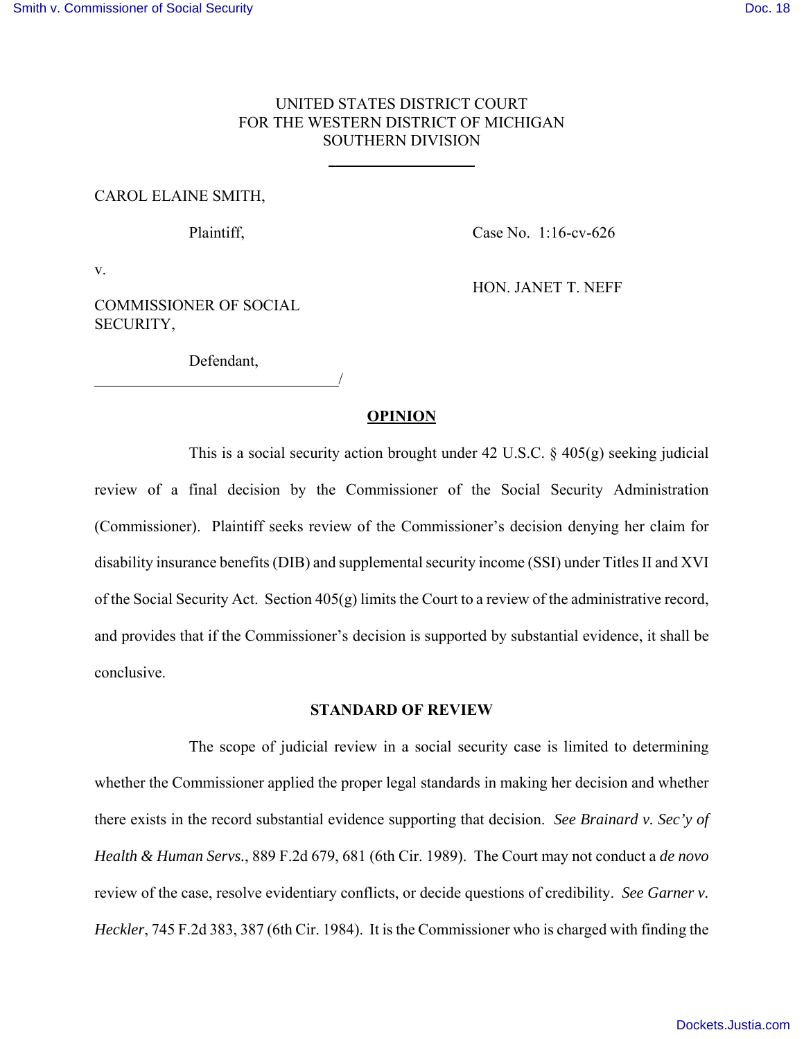UNITED STATES DISTRICT COURT
FOR THE WESTERN DISTRICT OF MICHIGAN
SOUTHERN DIVISION

CAROL ELAINE SMITH,

Plaintiff,

Case No. 1:16-cv-626

v.

HON. JANET T. NEFF

COMMISSIONER OF SOCIAL SECURITY,

Defendant,

/

## OPINION

This is a social security action brought under 42 U.S.C. § 405(g) seeking judicial review of a final decision by the Commissioner of the Social Security Administration (Commissioner). Plaintiff seeks review of the Commissioner's decision denying her claim for disability insurance benefits (DIB) and supplemental security income (SSI) under Titles II and XVI of the Social Security Act. Section 405(g) limits the Court to a review of the administrative record, and provides that if the Commissioner's decision is supported by substantial evidence, it shall be conclusive.

### STANDARD OF REVIEW

The scope of judicial review in a social security case is limited to determining whether the Commissioner applied the proper legal standards in making her decision and whether there exists in the record substantial evidence supporting that decision. *See Brainard v. Sec'y of Health & Human Servs.*, 889 F.2d 679, 681 (6th Cir. 1989). The Court may not conduct a *de novo* review of the case, resolve evidentiary conflicts, or decide questions of credibility. *See Garner v. Heckler*, 745 F.2d 383, 387 (6th Cir. 1984). It is the Commissioner who is charged with finding the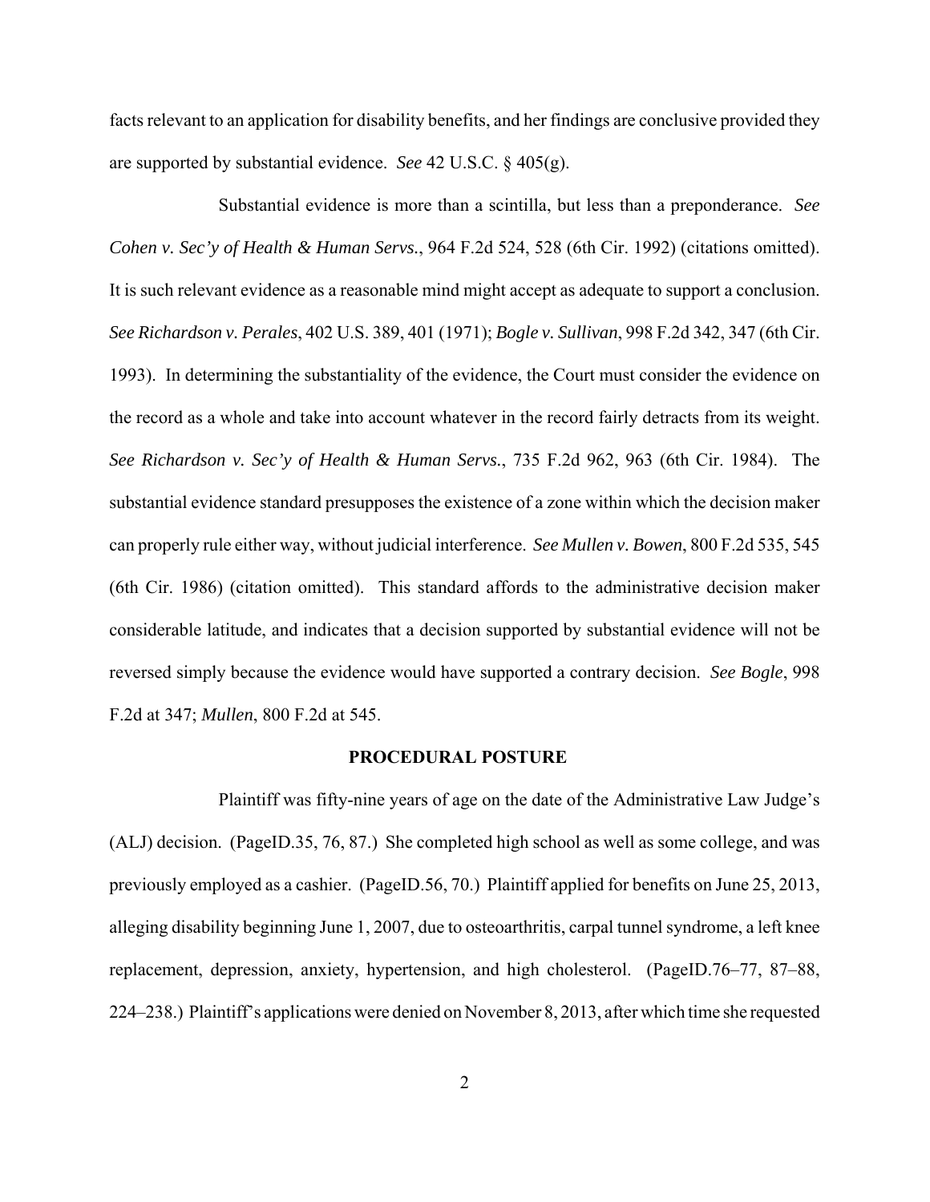facts relevant to an application for disability benefits, and her findings are conclusive provided they are supported by substantial evidence. *See* 42 U.S.C. § 405(g).

Substantial evidence is more than a scintilla, but less than a preponderance. *See Cohen v. Sec'y of Health & Human Servs.*, 964 F.2d 524, 528 (6th Cir. 1992) (citations omitted). It is such relevant evidence as a reasonable mind might accept as adequate to support a conclusion. *See Richardson v. Perales*, 402 U.S. 389, 401 (1971); *Bogle v. Sullivan*, 998 F.2d 342, 347 (6th Cir. 1993). In determining the substantiality of the evidence, the Court must consider the evidence on the record as a whole and take into account whatever in the record fairly detracts from its weight. *See Richardson v. Sec'y of Health & Human Servs.*, 735 F.2d 962, 963 (6th Cir. 1984). The substantial evidence standard presupposes the existence of a zone within which the decision maker can properly rule either way, without judicial interference. *See Mullen v. Bowen*, 800 F.2d 535, 545 (6th Cir. 1986) (citation omitted). This standard affords to the administrative decision maker considerable latitude, and indicates that a decision supported by substantial evidence will not be reversed simply because the evidence would have supported a contrary decision. *See Bogle*, 998 F.2d at 347; *Mullen*, 800 F.2d at 545.

## PROCEDURAL POSTURE

Plaintiff was fifty-nine years of age on the date of the Administrative Law Judge's (ALJ) decision. (PageID.35, 76, 87.) She completed high school as well as some college, and was previously employed as a cashier. (PageID.56, 70.) Plaintiff applied for benefits on June 25, 2013, alleging disability beginning June 1, 2007, due to osteoarthritis, carpal tunnel syndrome, a left knee replacement, depression, anxiety, hypertension, and high cholesterol. (PageID.76–77, 87–88, 224–238.) Plaintiff's applications were denied on November 8, 2013, after which time she requested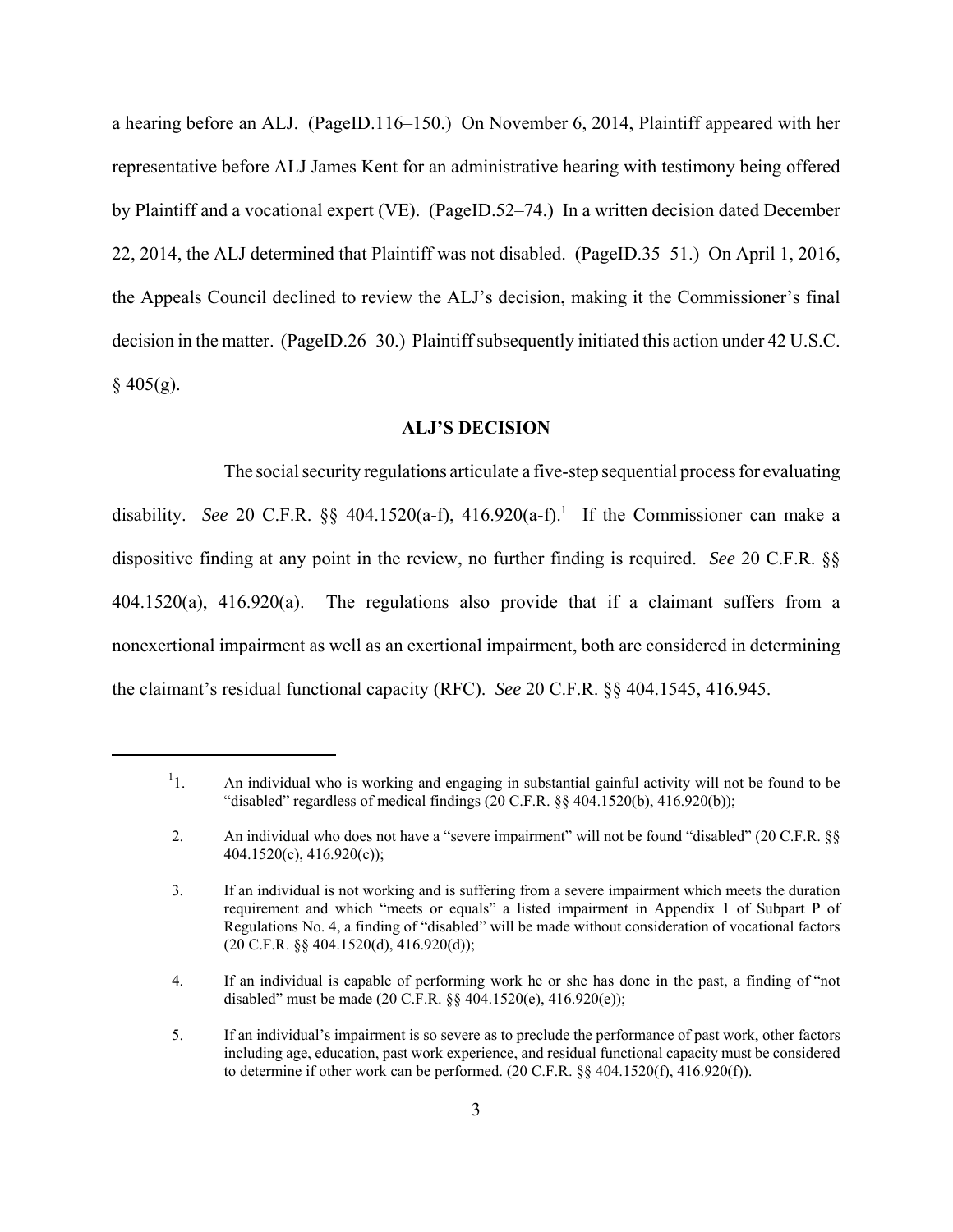a hearing before an ALJ. (PageID.116–150.) On November 6, 2014, Plaintiff appeared with her representative before ALJ James Kent for an administrative hearing with testimony being offered by Plaintiff and a vocational expert (VE). (PageID.52–74.) In a written decision dated December 22, 2014, the ALJ determined that Plaintiff was not disabled. (PageID.35–51.) On April 1, 2016, the Appeals Council declined to review the ALJ's decision, making it the Commissioner's final decision in the matter. (PageID.26–30.) Plaintiff subsequently initiated this action under 42 U.S.C. § 405(g).

## ALJ'S DECISION

The social security regulations articulate a five-step sequential process for evaluating disability. *See* 20 C.F.R. §§ 404.1520(a-f), 416.920(a-f).[1] If the Commissioner can make a dispositive finding at any point in the review, no further finding is required. *See* 20 C.F.R. §§ 404.1520(a), 416.920(a). The regulations also provide that if a claimant suffers from a nonexertional impairment as well as an exertional impairment, both are considered in determining the claimant's residual functional capacity (RFC). *See* 20 C.F.R. §§ 404.1545, 416.945.

---

[1]1. An individual who is working and engaging in substantial gainful activity will not be found to be "disabled" regardless of medical findings (20 C.F.R. §§ 404.1520(b), 416.920(b));

2. An individual who does not have a "severe impairment" will not be found "disabled" (20 C.F.R. §§ 404.1520(c), 416.920(c));

3. If an individual is not working and is suffering from a severe impairment which meets the duration requirement and which "meets or equals" a listed impairment in Appendix 1 of Subpart P of Regulations No. 4, a finding of "disabled" will be made without consideration of vocational factors (20 C.F.R. §§ 404.1520(d), 416.920(d));

4. If an individual is capable of performing work he or she has done in the past, a finding of "not disabled" must be made (20 C.F.R. §§ 404.1520(e), 416.920(e));

5. If an individual's impairment is so severe as to preclude the performance of past work, other factors including age, education, past work experience, and residual functional capacity must be considered to determine if other work can be performed. (20 C.F.R. §§ 404.1520(f), 416.920(f)).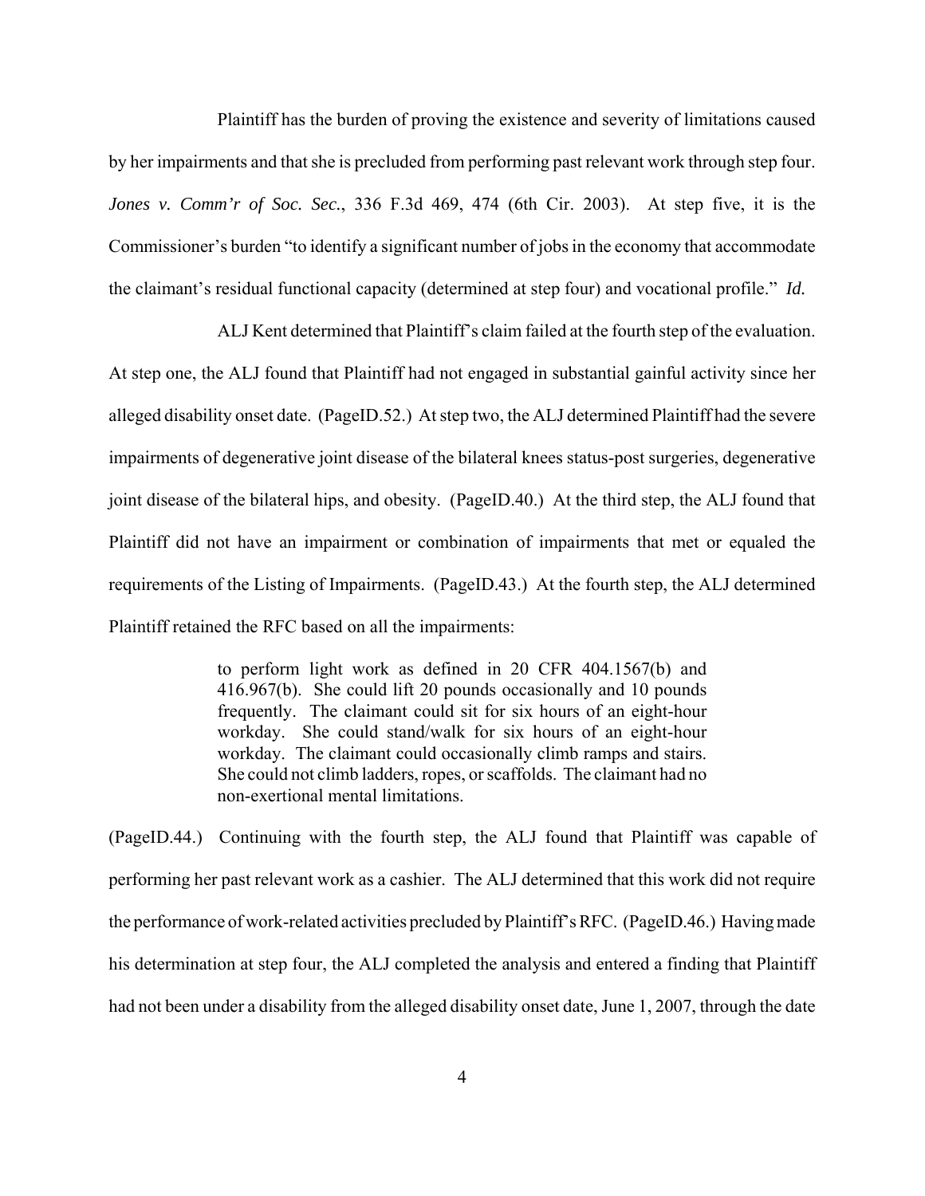Plaintiff has the burden of proving the existence and severity of limitations caused by her impairments and that she is precluded from performing past relevant work through step four. *Jones v. Comm'r of Soc. Sec.*, 336 F.3d 469, 474 (6th Cir. 2003). At step five, it is the Commissioner's burden "to identify a significant number of jobs in the economy that accommodate the claimant's residual functional capacity (determined at step four) and vocational profile." *Id.*

ALJ Kent determined that Plaintiff's claim failed at the fourth step of the evaluation. At step one, the ALJ found that Plaintiff had not engaged in substantial gainful activity since her alleged disability onset date. (PageID.52.) At step two, the ALJ determined Plaintiff had the severe impairments of degenerative joint disease of the bilateral knees status-post surgeries, degenerative joint disease of the bilateral hips, and obesity. (PageID.40.) At the third step, the ALJ found that Plaintiff did not have an impairment or combination of impairments that met or equaled the requirements of the Listing of Impairments. (PageID.43.) At the fourth step, the ALJ determined Plaintiff retained the RFC based on all the impairments:

> to perform light work as defined in 20 CFR 404.1567(b) and 416.967(b). She could lift 20 pounds occasionally and 10 pounds frequently. The claimant could sit for six hours of an eight-hour workday. She could stand/walk for six hours of an eight-hour workday. The claimant could occasionally climb ramps and stairs. She could not climb ladders, ropes, or scaffolds. The claimant had no non-exertional mental limitations.

(PageID.44.) Continuing with the fourth step, the ALJ found that Plaintiff was capable of performing her past relevant work as a cashier. The ALJ determined that this work did not require the performance of work-related activities precluded by Plaintiff's RFC. (PageID.46.) Having made his determination at step four, the ALJ completed the analysis and entered a finding that Plaintiff had not been under a disability from the alleged disability onset date, June 1, 2007, through the date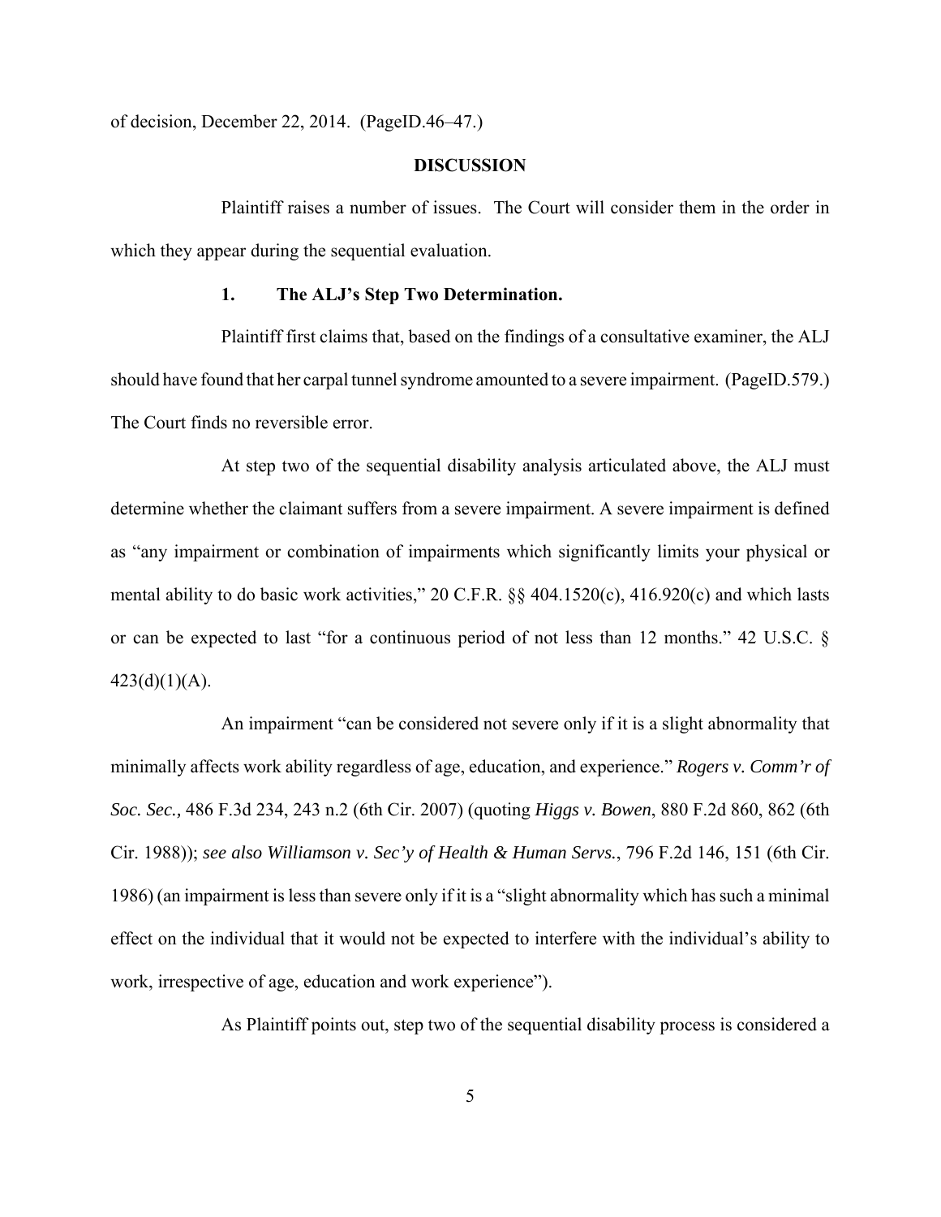of decision, December 22, 2014. (PageID.46–47.)

## DISCUSSION

Plaintiff raises a number of issues. The Court will consider them in the order in which they appear during the sequential evaluation.

### 1. The ALJ's Step Two Determination.

Plaintiff first claims that, based on the findings of a consultative examiner, the ALJ should have found that her carpal tunnel syndrome amounted to a severe impairment. (PageID.579.) The Court finds no reversible error.

At step two of the sequential disability analysis articulated above, the ALJ must determine whether the claimant suffers from a severe impairment. A severe impairment is defined as "any impairment or combination of impairments which significantly limits your physical or mental ability to do basic work activities," 20 C.F.R. §§ 404.1520(c), 416.920(c) and which lasts or can be expected to last "for a continuous period of not less than 12 months." 42 U.S.C. § 423(d)(1)(A).

An impairment "can be considered not severe only if it is a slight abnormality that minimally affects work ability regardless of age, education, and experience." *Rogers v. Comm'r of Soc. Sec.,* 486 F.3d 234, 243 n.2 (6th Cir. 2007) (quoting *Higgs v. Bowen*, 880 F.2d 860, 862 (6th Cir. 1988)); *see also Williamson v. Sec'y of Health & Human Servs.*, 796 F.2d 146, 151 (6th Cir. 1986) (an impairment is less than severe only if it is a "slight abnormality which has such a minimal effect on the individual that it would not be expected to interfere with the individual's ability to work, irrespective of age, education and work experience").

As Plaintiff points out, step two of the sequential disability process is considered a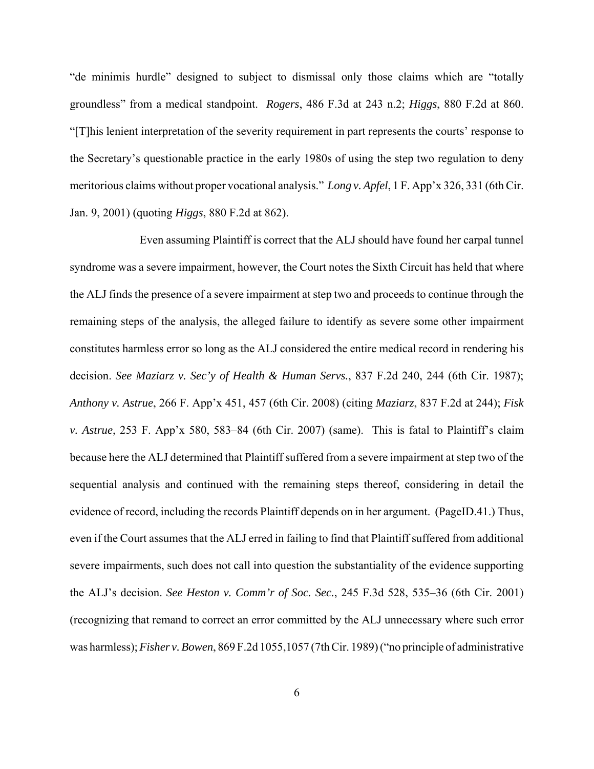"de minimis hurdle" designed to subject to dismissal only those claims which are "totally groundless" from a medical standpoint. *Rogers*, 486 F.3d at 243 n.2; *Higgs*, 880 F.2d at 860. "[T]his lenient interpretation of the severity requirement in part represents the courts' response to the Secretary's questionable practice in the early 1980s of using the step two regulation to deny meritorious claims without proper vocational analysis." *Long v. Apfel*, 1 F. App'x 326, 331 (6th Cir. Jan. 9, 2001) (quoting *Higgs*, 880 F.2d at 862).

Even assuming Plaintiff is correct that the ALJ should have found her carpal tunnel syndrome was a severe impairment, however, the Court notes the Sixth Circuit has held that where the ALJ finds the presence of a severe impairment at step two and proceeds to continue through the remaining steps of the analysis, the alleged failure to identify as severe some other impairment constitutes harmless error so long as the ALJ considered the entire medical record in rendering his decision. *See Maziarz v. Sec'y of Health & Human Servs.*, 837 F.2d 240, 244 (6th Cir. 1987); *Anthony v. Astrue*, 266 F. App'x 451, 457 (6th Cir. 2008) (citing *Maziarz*, 837 F.2d at 244); *Fisk v. Astrue*, 253 F. App'x 580, 583–84 (6th Cir. 2007) (same). This is fatal to Plaintiff's claim because here the ALJ determined that Plaintiff suffered from a severe impairment at step two of the sequential analysis and continued with the remaining steps thereof, considering in detail the evidence of record, including the records Plaintiff depends on in her argument. (PageID.41.) Thus, even if the Court assumes that the ALJ erred in failing to find that Plaintiff suffered from additional severe impairments, such does not call into question the substantiality of the evidence supporting the ALJ's decision. *See Heston v. Comm'r of Soc. Sec.*, 245 F.3d 528, 535–36 (6th Cir. 2001) (recognizing that remand to correct an error committed by the ALJ unnecessary where such error was harmless); *Fisher v. Bowen*, 869 F.2d 1055,1057 (7th Cir. 1989) ("no principle of administrative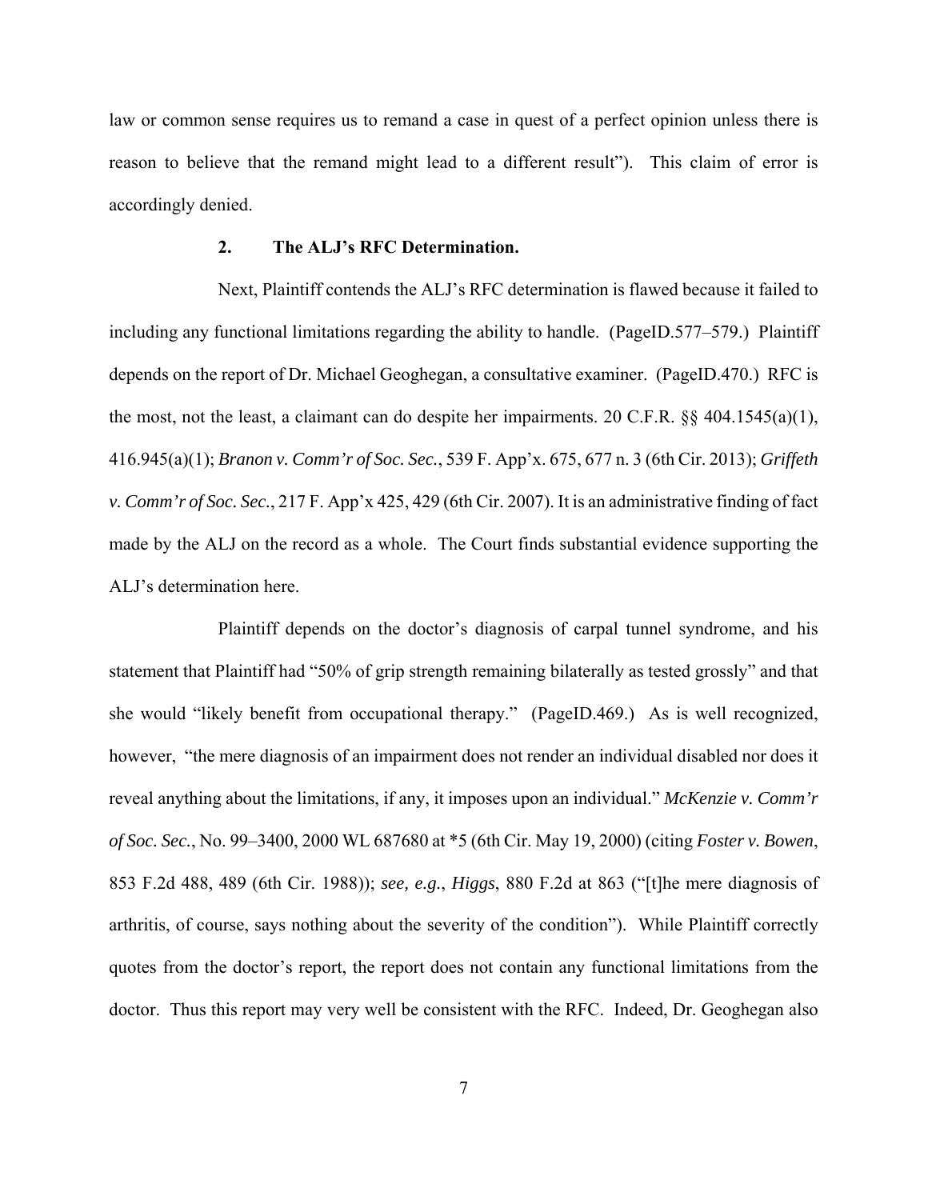law or common sense requires us to remand a case in quest of a perfect opinion unless there is reason to believe that the remand might lead to a different result"). This claim of error is accordingly denied.

### 2. The ALJ's RFC Determination.

Next, Plaintiff contends the ALJ's RFC determination is flawed because it failed to including any functional limitations regarding the ability to handle. (PageID.577–579.) Plaintiff depends on the report of Dr. Michael Geoghegan, a consultative examiner. (PageID.470.) RFC is the most, not the least, a claimant can do despite her impairments. 20 C.F.R. §§ 404.1545(a)(1), 416.945(a)(1); *Branon v. Comm'r of Soc. Sec.*, 539 F. App'x. 675, 677 n. 3 (6th Cir. 2013); *Griffeth v. Comm'r of Soc. Sec.*, 217 F. App'x 425, 429 (6th Cir. 2007). It is an administrative finding of fact made by the ALJ on the record as a whole. The Court finds substantial evidence supporting the ALJ's determination here.

Plaintiff depends on the doctor's diagnosis of carpal tunnel syndrome, and his statement that Plaintiff had "50% of grip strength remaining bilaterally as tested grossly" and that she would "likely benefit from occupational therapy." (PageID.469.) As is well recognized, however, "the mere diagnosis of an impairment does not render an individual disabled nor does it reveal anything about the limitations, if any, it imposes upon an individual." *McKenzie v. Comm'r of Soc. Sec.*, No. 99–3400, 2000 WL 687680 at *5 (6th Cir. May 19, 2000) (citing *Foster v. Bowen*, 853 F.2d 488, 489 (6th Cir. 1988)); *see, e.g.*, *Higgs*, 880 F.2d at 863 ("[t]he mere diagnosis of arthritis, of course, says nothing about the severity of the condition"). While Plaintiff correctly quotes from the doctor's report, the report does not contain any functional limitations from the doctor. Thus this report may very well be consistent with the RFC. Indeed, Dr. Geoghegan also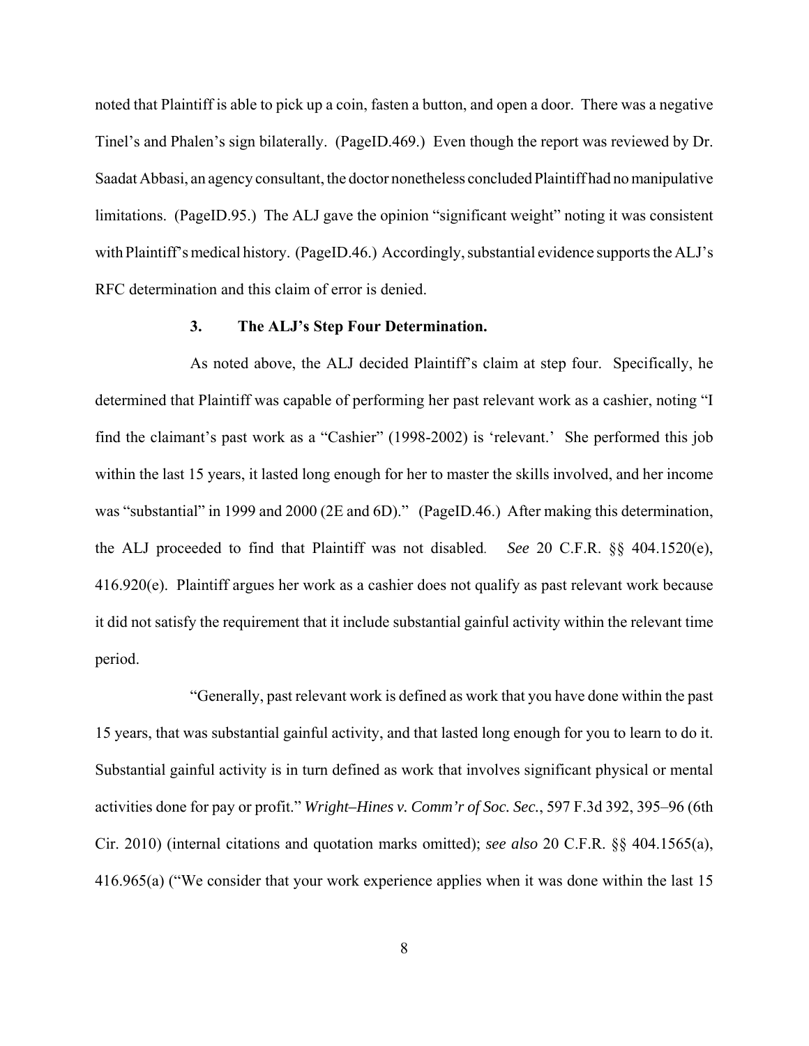noted that Plaintiff is able to pick up a coin, fasten a button, and open a door. There was a negative Tinel's and Phalen's sign bilaterally. (PageID.469.) Even though the report was reviewed by Dr. Saadat Abbasi, an agency consultant, the doctor nonetheless concluded Plaintiff had no manipulative limitations. (PageID.95.) The ALJ gave the opinion "significant weight" noting it was consistent with Plaintiff's medical history. (PageID.46.) Accordingly, substantial evidence supports the ALJ's RFC determination and this claim of error is denied.

### 3. The ALJ's Step Four Determination.

As noted above, the ALJ decided Plaintiff's claim at step four. Specifically, he determined that Plaintiff was capable of performing her past relevant work as a cashier, noting "I find the claimant's past work as a "Cashier" (1998-2002) is 'relevant.' She performed this job within the last 15 years, it lasted long enough for her to master the skills involved, and her income was "substantial" in 1999 and 2000 (2E and 6D)." (PageID.46.) After making this determination, the ALJ proceeded to find that Plaintiff was not disabled. *See* 20 C.F.R. §§ 404.1520(e), 416.920(e). Plaintiff argues her work as a cashier does not qualify as past relevant work because it did not satisfy the requirement that it include substantial gainful activity within the relevant time period.

"Generally, past relevant work is defined as work that you have done within the past 15 years, that was substantial gainful activity, and that lasted long enough for you to learn to do it. Substantial gainful activity is in turn defined as work that involves significant physical or mental activities done for pay or profit." *Wright–Hines v. Comm'r of Soc. Sec.*, 597 F.3d 392, 395–96 (6th Cir. 2010) (internal citations and quotation marks omitted); *see also* 20 C.F.R. §§ 404.1565(a), 416.965(a) ("We consider that your work experience applies when it was done within the last 15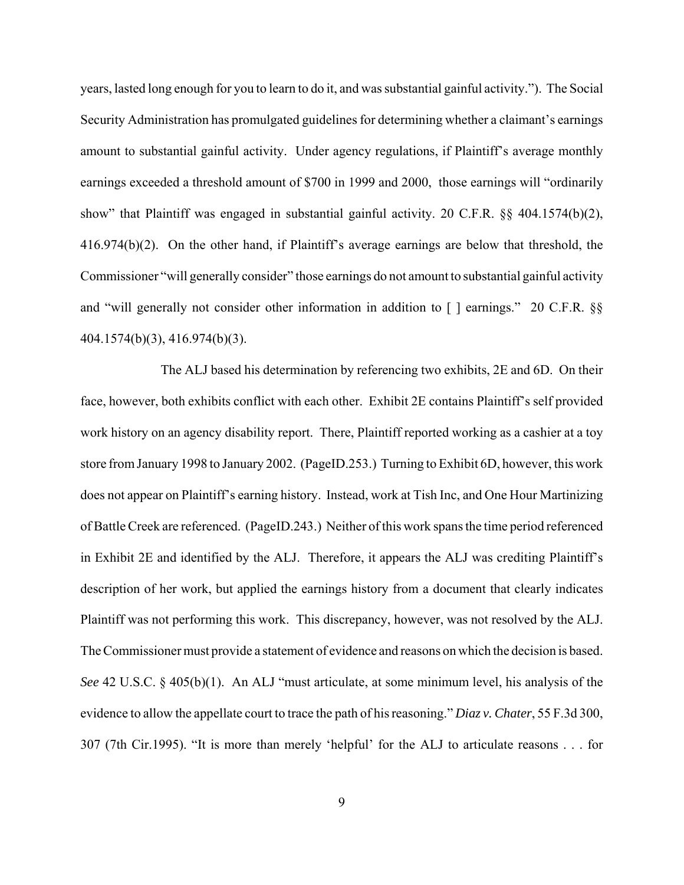years, lasted long enough for you to learn to do it, and was substantial gainful activity."). The Social Security Administration has promulgated guidelines for determining whether a claimant's earnings amount to substantial gainful activity. Under agency regulations, if Plaintiff's average monthly earnings exceeded a threshold amount of $700 in 1999 and 2000, those earnings will "ordinarily show" that Plaintiff was engaged in substantial gainful activity. 20 C.F.R. §§ 404.1574(b)(2), 416.974(b)(2). On the other hand, if Plaintiff's average earnings are below that threshold, the Commissioner "will generally consider" those earnings do not amount to substantial gainful activity and "will generally not consider other information in addition to [ ] earnings." 20 C.F.R. §§ 404.1574(b)(3), 416.974(b)(3).

The ALJ based his determination by referencing two exhibits, 2E and 6D. On their face, however, both exhibits conflict with each other. Exhibit 2E contains Plaintiff's self provided work history on an agency disability report. There, Plaintiff reported working as a cashier at a toy store from January 1998 to January 2002. (PageID.253.) Turning to Exhibit 6D, however, this work does not appear on Plaintiff's earning history. Instead, work at Tish Inc, and One Hour Martinizing of Battle Creek are referenced. (PageID.243.) Neither of this work spans the time period referenced in Exhibit 2E and identified by the ALJ. Therefore, it appears the ALJ was crediting Plaintiff's description of her work, but applied the earnings history from a document that clearly indicates Plaintiff was not performing this work. This discrepancy, however, was not resolved by the ALJ. The Commissioner must provide a statement of evidence and reasons on which the decision is based. *See* 42 U.S.C. § 405(b)(1). An ALJ "must articulate, at some minimum level, his analysis of the evidence to allow the appellate court to trace the path of his reasoning." *Diaz v. Chater*, 55 F.3d 300, 307 (7th Cir.1995). "It is more than merely 'helpful' for the ALJ to articulate reasons . . . for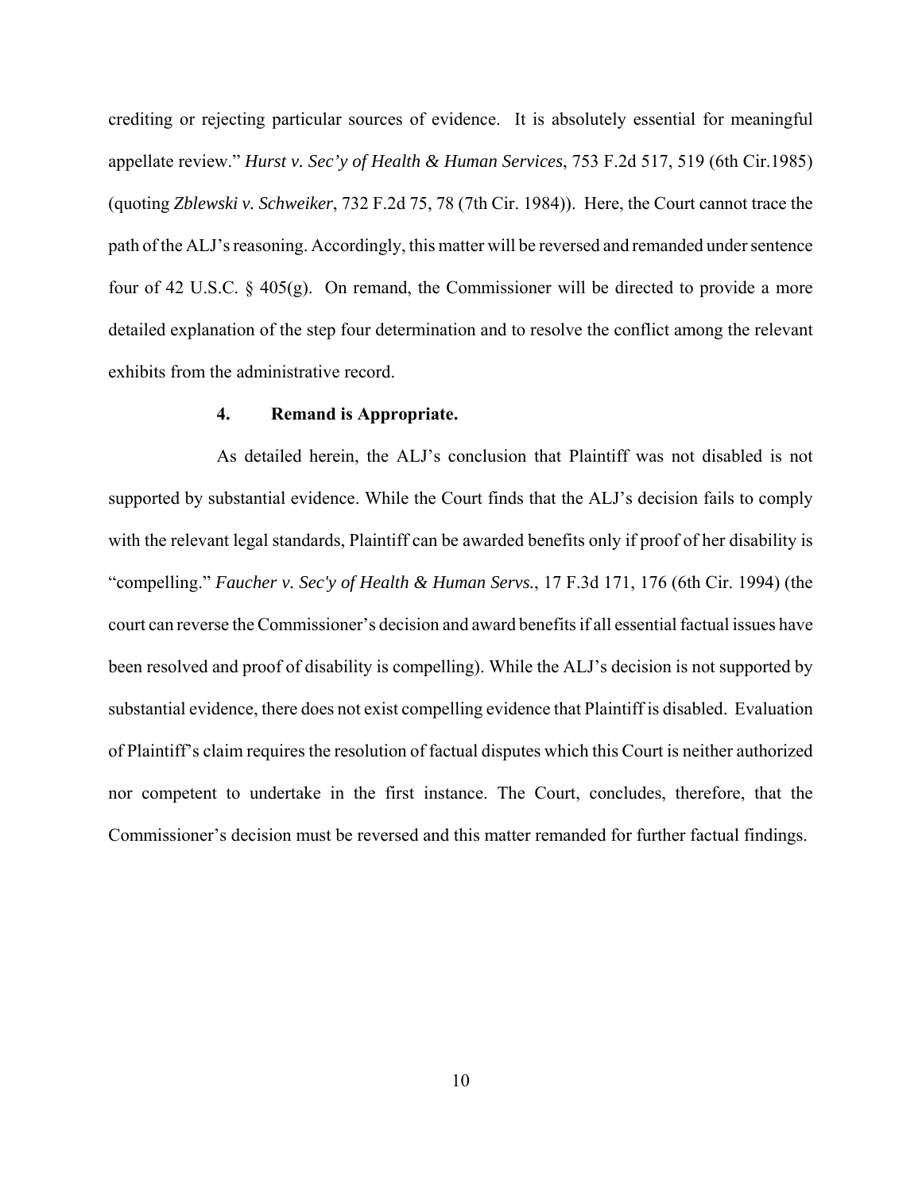crediting or rejecting particular sources of evidence. It is absolutely essential for meaningful appellate review." *Hurst v. Sec'y of Health & Human Services*, 753 F.2d 517, 519 (6th Cir.1985) (quoting *Zblewski v. Schweiker*, 732 F.2d 75, 78 (7th Cir. 1984)). Here, the Court cannot trace the path of the ALJ's reasoning. Accordingly, this matter will be reversed and remanded under sentence four of 42 U.S.C. § 405(g). On remand, the Commissioner will be directed to provide a more detailed explanation of the step four determination and to resolve the conflict among the relevant exhibits from the administrative record.

**4. Remand is Appropriate.**

As detailed herein, the ALJ's conclusion that Plaintiff was not disabled is not supported by substantial evidence. While the Court finds that the ALJ's decision fails to comply with the relevant legal standards, Plaintiff can be awarded benefits only if proof of her disability is "compelling." *Faucher v. Sec'y of Health & Human Servs.*, 17 F.3d 171, 176 (6th Cir. 1994) (the court can reverse the Commissioner's decision and award benefits if all essential factual issues have been resolved and proof of disability is compelling). While the ALJ's decision is not supported by substantial evidence, there does not exist compelling evidence that Plaintiff is disabled. Evaluation of Plaintiff's claim requires the resolution of factual disputes which this Court is neither authorized nor competent to undertake in the first instance. The Court, concludes, therefore, that the Commissioner's decision must be reversed and this matter remanded for further factual findings.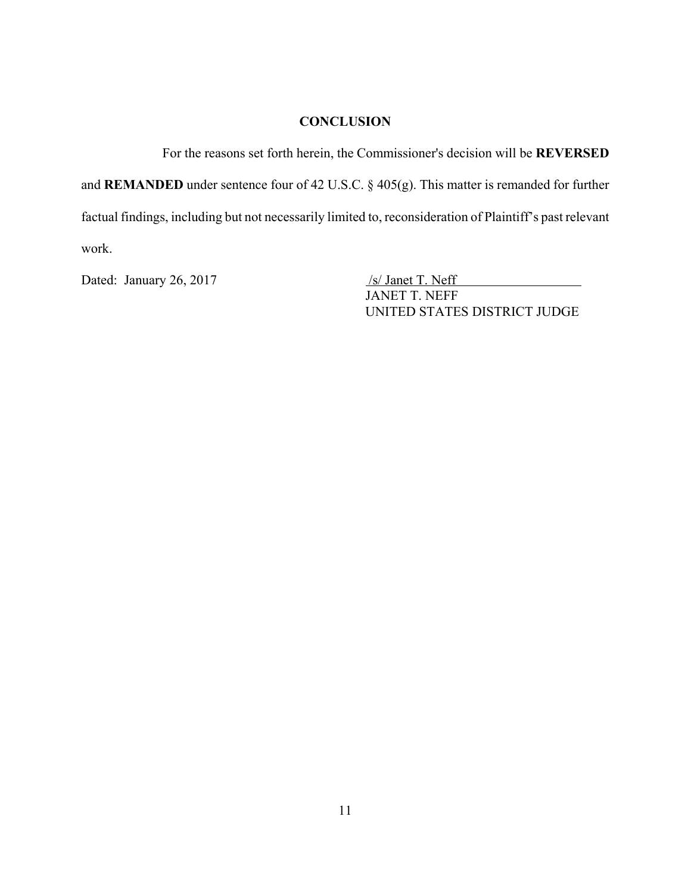## CONCLUSION

For the reasons set forth herein, the Commissioner's decision will be **REVERSED** and **REMANDED** under sentence four of 42 U.S.C. § 405(g). This matter is remanded for further factual findings, including but not necessarily limited to, reconsideration of Plaintiff's past relevant work.

Dated: January 26, 2017

/s/ Janet T. Neff
JANET T. NEFF
UNITED STATES DISTRICT JUDGE